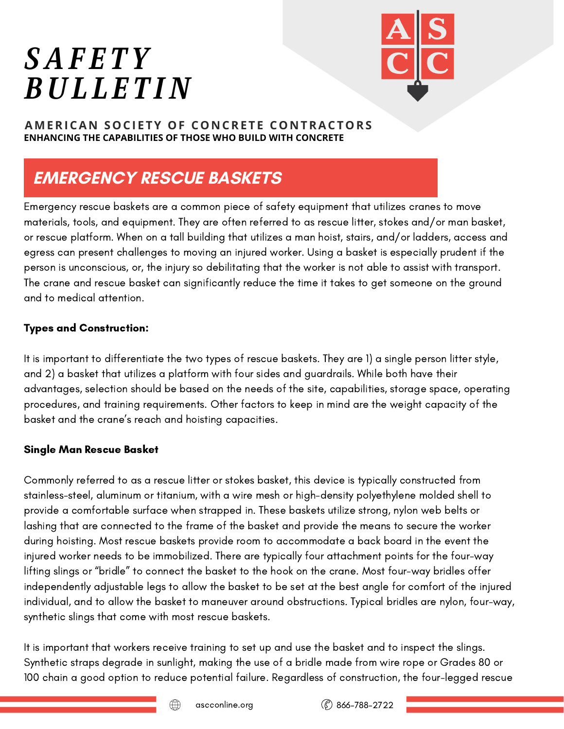# SAFETY BULLETIN

**AMERICAN SOCIETY OF CONCRETE CONTRACTORS**
**ENHANCING THE CAPABILITIES OF THOSE WHO BUILD WITH CONCRETE**

## EMERGENCY RESCUE BASKETS

Emergency rescue baskets are a common piece of safety equipment that utilizes cranes to move materials, tools, and equipment. They are often referred to as rescue litter, stokes and/or man basket, or rescue platform. When on a tall building that utilizes a man hoist, stairs, and/or ladders, access and egress can present challenges to moving an injured worker. Using a basket is especially prudent if the person is unconscious, or, the injury so debilitating that the worker is not able to assist with transport. The crane and rescue basket can significantly reduce the time it takes to get someone on the ground and to medical attention.

### Types and Construction:

It is important to differentiate the two types of rescue baskets. They are 1) a single person litter style, and 2) a basket that utilizes a platform with four sides and guardrails. While both have their advantages, selection should be based on the needs of the site, capabilities, storage space, operating procedures, and training requirements. Other factors to keep in mind are the weight capacity of the basket and the crane's reach and hoisting capacities.

### Single Man Rescue Basket

Commonly referred to as a rescue litter or stokes basket, this device is typically constructed from stainless-steel, aluminum or titanium, with a wire mesh or high-density polyethylene molded shell to provide a comfortable surface when strapped in. These baskets utilize strong, nylon web belts or lashing that are connected to the frame of the basket and provide the means to secure the worker during hoisting. Most rescue baskets provide room to accommodate a back board in the event the injured worker needs to be immobilized. There are typically four attachment points for the four-way lifting slings or "bridle" to connect the basket to the hook on the crane. Most four-way bridles offer independently adjustable legs to allow the basket to be set at the best angle for comfort of the injured individual, and to allow the basket to maneuver around obstructions. Typical bridles are nylon, four-way, synthetic slings that come with most rescue baskets.

It is important that workers receive training to set up and use the basket and to inspect the slings. Synthetic straps degrade in sunlight, making the use of a bridle made from wire rope or Grades 80 or 100 chain a good option to reduce potential failure. Regardless of construction, the four-legged rescue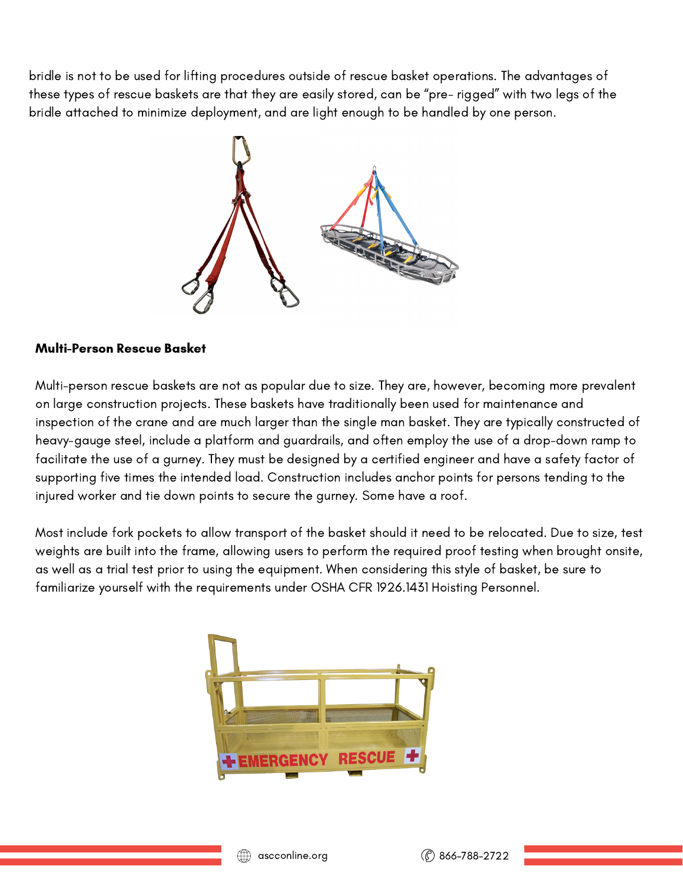bridle is not to be used for lifting procedures outside of rescue basket operations. The advantages of these types of rescue baskets are that they are easily stored, can be "pre- rigged" with two legs of the bridle attached to minimize deployment, and are light enough to be handled by one person.

**Multi-Person Rescue Basket**

Multi-person rescue baskets are not as popular due to size. They are, however, becoming more prevalent on large construction projects. These baskets have traditionally been used for maintenance and inspection of the crane and are much larger than the single man basket. They are typically constructed of heavy-gauge steel, include a platform and guardrails, and often employ the use of a drop-down ramp to facilitate the use of a gurney. They must be designed by a certified engineer and have a safety factor of supporting five times the intended load. Construction includes anchor points for persons tending to the injured worker and tie down points to secure the gurney. Some have a roof.

Most include fork pockets to allow transport of the basket should it need to be relocated. Due to size, test weights are built into the frame, allowing users to perform the required proof testing when brought onsite, as well as a trial test prior to using the equipment. When considering this style of basket, be sure to familiarize yourself with the requirements under OSHA CFR 1926.1431 Hoisting Personnel.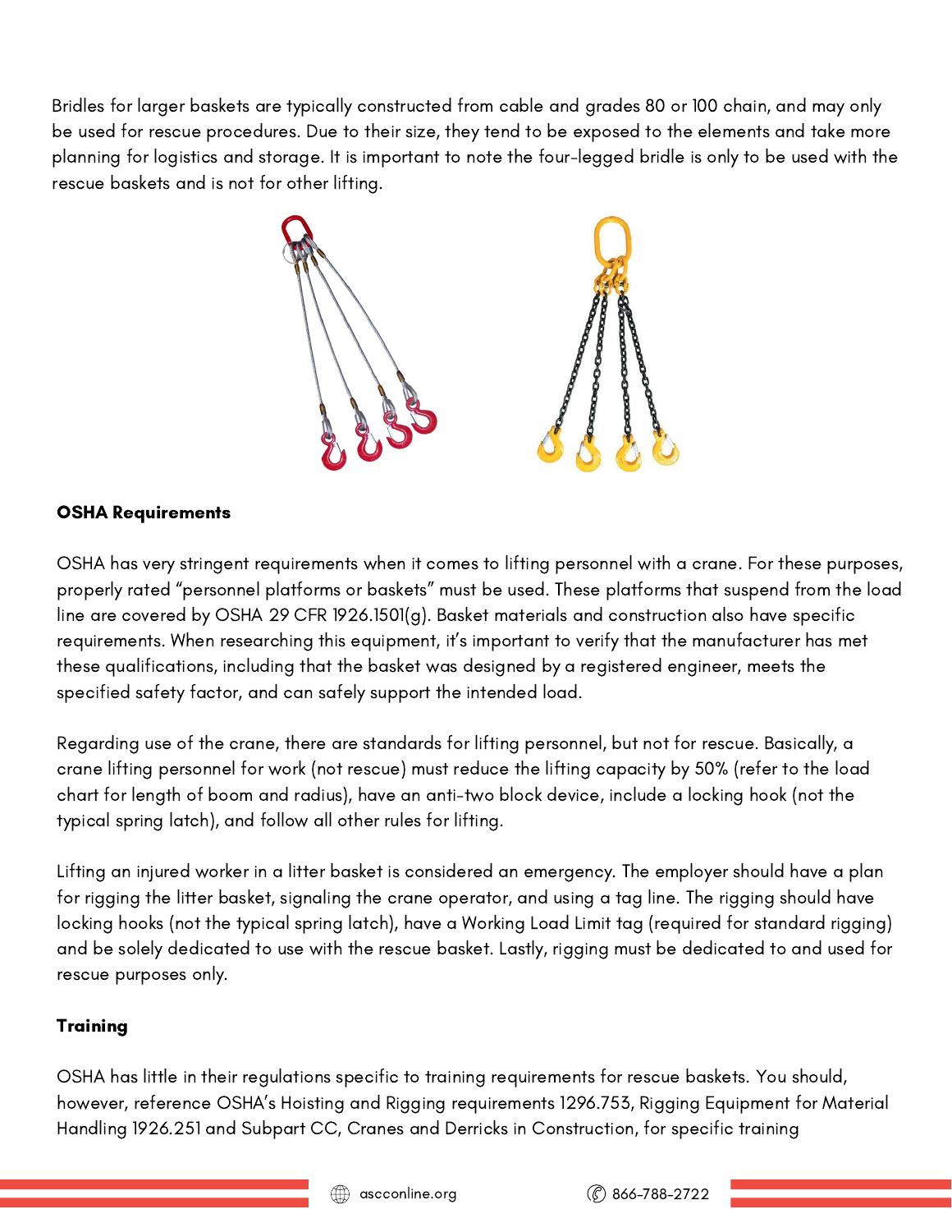Bridles for larger baskets are typically constructed from cable and grades 80 or 100 chain, and may only be used for rescue procedures. Due to their size, they tend to be exposed to the elements and take more planning for logistics and storage. It is important to note the four-legged bridle is only to be used with the rescue baskets and is not for other lifting.

**OSHA Requirements**

OSHA has very stringent requirements when it comes to lifting personnel with a crane. For these purposes, properly rated "personnel platforms or baskets" must be used. These platforms that suspend from the load line are covered by OSHA 29 CFR 1926.1501(g). Basket materials and construction also have specific requirements. When researching this equipment, it's important to verify that the manufacturer has met these qualifications, including that the basket was designed by a registered engineer, meets the specified safety factor, and can safely support the intended load.

Regarding use of the crane, there are standards for lifting personnel, but not for rescue. Basically, a crane lifting personnel for work (not rescue) must reduce the lifting capacity by 50% (refer to the load chart for length of boom and radius), have an anti-two block device, include a locking hook (not the typical spring latch), and follow all other rules for lifting.

Lifting an injured worker in a litter basket is considered an emergency. The employer should have a plan for rigging the litter basket, signaling the crane operator, and using a tag line. The rigging should have locking hooks (not the typical spring latch), have a Working Load Limit tag (required for standard rigging) and be solely dedicated to use with the rescue basket. Lastly, rigging must be dedicated to and used for rescue purposes only.

**Training**

OSHA has little in their regulations specific to training requirements for rescue baskets. You should, however, reference OSHA's Hoisting and Rigging requirements 1296.753, Rigging Equipment for Material Handling 1926.251 and Subpart CC, Cranes and Derricks in Construction, for specific training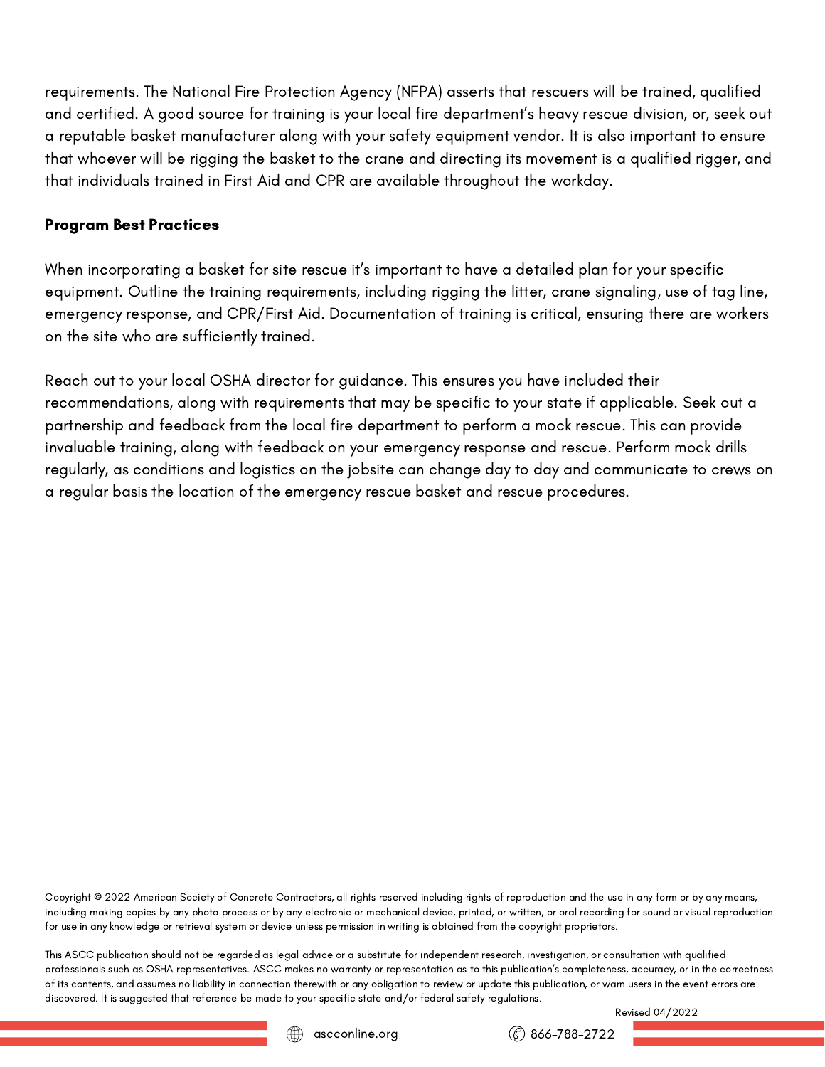requirements. The National Fire Protection Agency (NFPA) asserts that rescuers will be trained, qualified and certified. A good source for training is your local fire department's heavy rescue division, or, seek out a reputable basket manufacturer along with your safety equipment vendor. It is also important to ensure that whoever will be rigging the basket to the crane and directing its movement is a qualified rigger, and that individuals trained in First Aid and CPR are available throughout the workday.

**Program Best Practices**

When incorporating a basket for site rescue it's important to have a detailed plan for your specific equipment. Outline the training requirements, including rigging the litter, crane signaling, use of tag line, emergency response, and CPR/First Aid. Documentation of training is critical, ensuring there are workers on the site who are sufficiently trained.

Reach out to your local OSHA director for guidance. This ensures you have included their recommendations, along with requirements that may be specific to your state if applicable. Seek out a partnership and feedback from the local fire department to perform a mock rescue. This can provide invaluable training, along with feedback on your emergency response and rescue. Perform mock drills regularly, as conditions and logistics on the jobsite can change day to day and communicate to crews on a regular basis the location of the emergency rescue basket and rescue procedures.

Copyright © 2022 American Society of Concrete Contractors, all rights reserved including rights of reproduction and the use in any form or by any means, including making copies by any photo process or by any electronic or mechanical device, printed, or written, or oral recording for sound or visual reproduction for use in any knowledge or retrieval system or device unless permission in writing is obtained from the copyright proprietors.

This ASCC publication should not be regarded as legal advice or a substitute for independent research, investigation, or consultation with qualified professionals such as OSHA representatives. ASCC makes no warranty or representation as to this publication's completeness, accuracy, or in the correctness of its contents, and assumes no liability in connection therewith or any obligation to review or update this publication, or warn users in the event errors are discovered. It is suggested that reference be made to your specific state and/or federal safety regulations.

Revised 04/2022

ascconline.org

866-788-2722